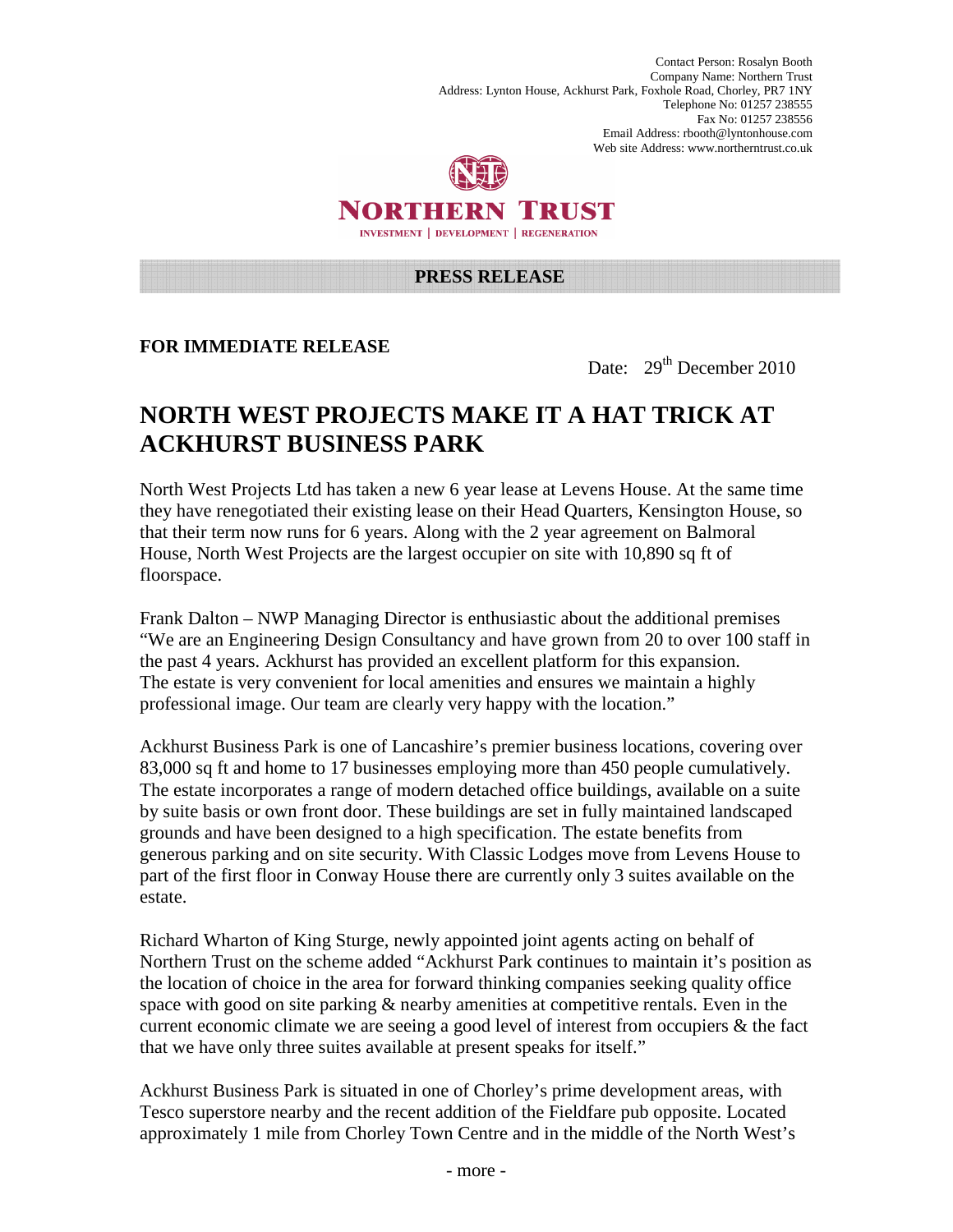Contact Person: Rosalyn Booth
Company Name: Northern Trust
Address: Lynton House, Ackhurst Park, Foxhole Road, Chorley, PR7 1NY
Telephone No: 01257 238555
Fax No: 01257 238556
Email Address: rbooth@lyntonhouse.com
Web site Address: www.northerntrust.co.uk

**NORTHERN TRUST**

INVESTMENT | DEVELOPMENT | REGENERATION

**PRESS RELEASE**

**FOR IMMEDIATE RELEASE**

Date: 29th December 2010

# NORTH WEST PROJECTS MAKE IT A HAT TRICK AT ACKHURST BUSINESS PARK

North West Projects Ltd has taken a new 6 year lease at Levens House. At the same time they have renegotiated their existing lease on their Head Quarters, Kensington House, so that their term now runs for 6 years. Along with the 2 year agreement on Balmoral House, North West Projects are the largest occupier on site with 10,890 sq ft of floorspace.

Frank Dalton – NWP Managing Director is enthusiastic about the additional premises "We are an Engineering Design Consultancy and have grown from 20 to over 100 staff in the past 4 years. Ackhurst has provided an excellent platform for this expansion. The estate is very convenient for local amenities and ensures we maintain a highly professional image. Our team are clearly very happy with the location."

Ackhurst Business Park is one of Lancashire's premier business locations, covering over 83,000 sq ft and home to 17 businesses employing more than 450 people cumulatively. The estate incorporates a range of modern detached office buildings, available on a suite by suite basis or own front door. These buildings are set in fully maintained landscaped grounds and have been designed to a high specification. The estate benefits from generous parking and on site security. With Classic Lodges move from Levens House to part of the first floor in Conway House there are currently only 3 suites available on the estate.

Richard Wharton of King Sturge, newly appointed joint agents acting on behalf of Northern Trust on the scheme added "Ackhurst Park continues to maintain it's position as the location of choice in the area for forward thinking companies seeking quality office space with good on site parking & nearby amenities at competitive rentals. Even in the current economic climate we are seeing a good level of interest from occupiers & the fact that we have only three suites available at present speaks for itself."

Ackhurst Business Park is situated in one of Chorley's prime development areas, with Tesco superstore nearby and the recent addition of the Fieldfare pub opposite. Located approximately 1 mile from Chorley Town Centre and in the middle of the North West's

- more -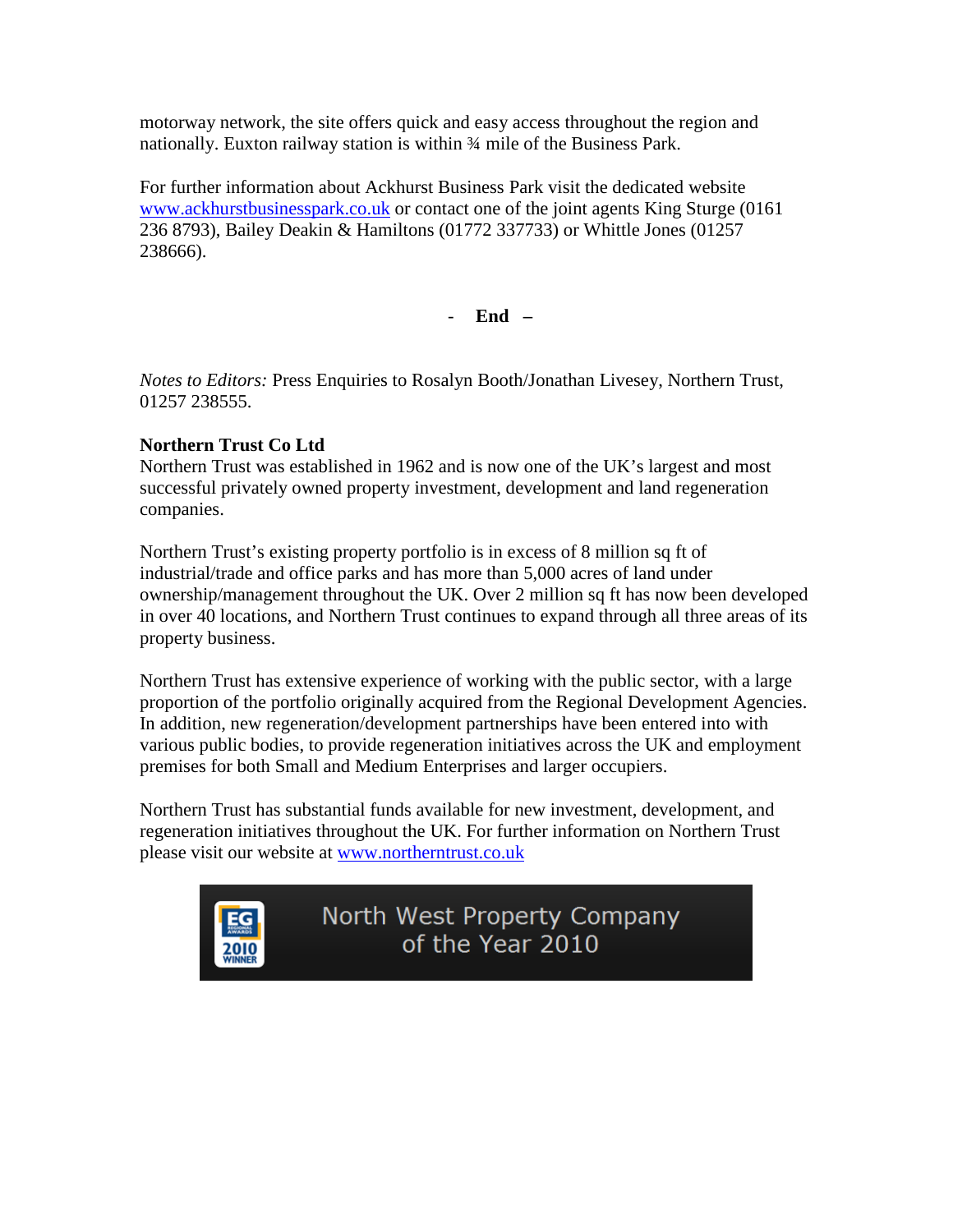motorway network, the site offers quick and easy access throughout the region and nationally. Euxton railway station is within ¾ mile of the Business Park.

For further information about Ackhurst Business Park visit the dedicated website www.ackhurstbusinesspark.co.uk or contact one of the joint agents King Sturge (0161 236 8793), Bailey Deakin & Hamiltons (01772 337733) or Whittle Jones (01257 238666).

**- End –**

*Notes to Editors:* Press Enquiries to Rosalyn Booth/Jonathan Livesey, Northern Trust, 01257 238555.

**Northern Trust Co Ltd**

Northern Trust was established in 1962 and is now one of the UK's largest and most successful privately owned property investment, development and land regeneration companies.

Northern Trust's existing property portfolio is in excess of 8 million sq ft of industrial/trade and office parks and has more than 5,000 acres of land under ownership/management throughout the UK. Over 2 million sq ft has now been developed in over 40 locations, and Northern Trust continues to expand through all three areas of its property business.

Northern Trust has extensive experience of working with the public sector, with a large proportion of the portfolio originally acquired from the Regional Development Agencies. In addition, new regeneration/development partnerships have been entered into with various public bodies, to provide regeneration initiatives across the UK and employment premises for both Small and Medium Enterprises and larger occupiers.

Northern Trust has substantial funds available for new investment, development, and regeneration initiatives throughout the UK. For further information on Northern Trust please visit our website at www.northerntrust.co.uk

EG REGIONAL AWARDS 2010 WINNER

North West Property Company of the Year 2010